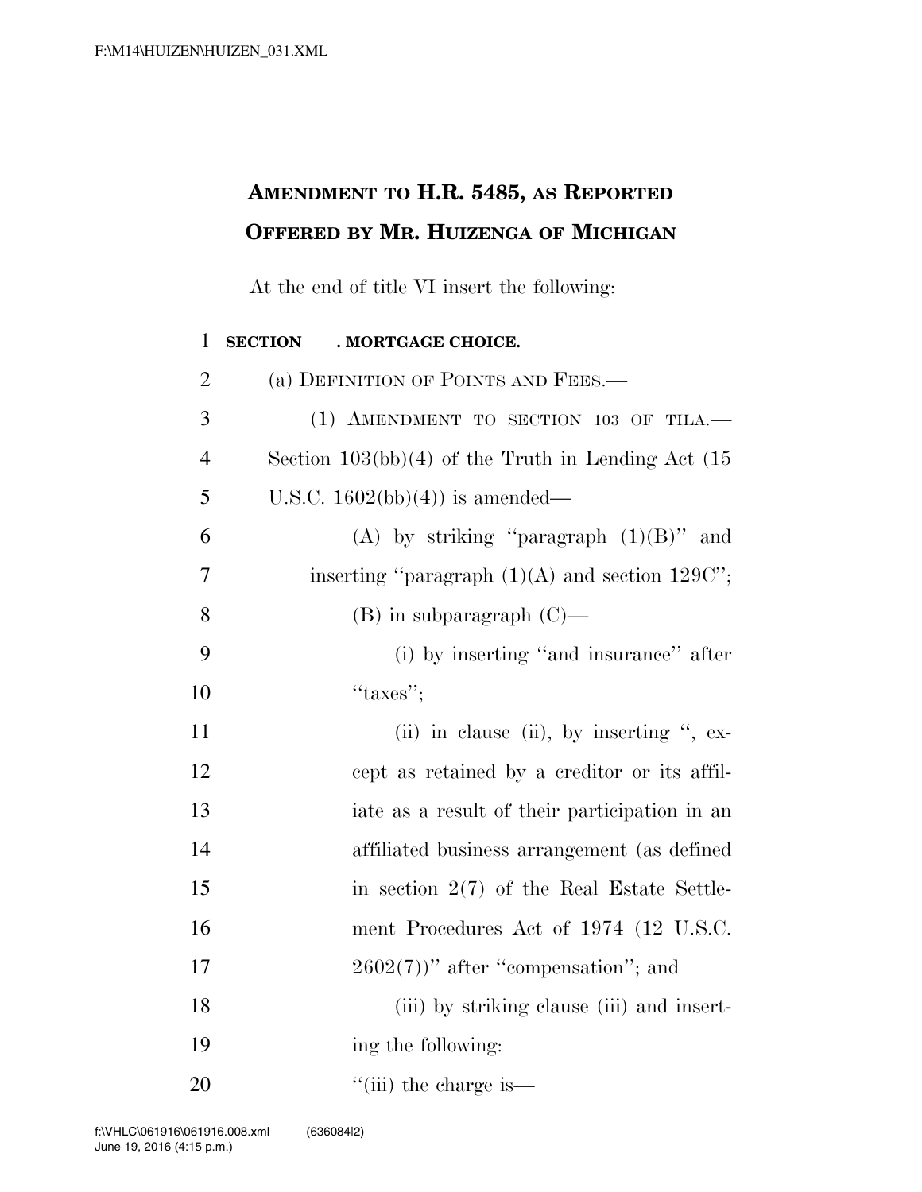# AMENDMENT TO H.R. 5485, AS REPORTED OFFERED BY MR. HUIZENGA OF MICHIGAN

At the end of title VI insert the following:

**SECTION \_\_\_. MORTGAGE CHOICE.**

(a) DEFINITION OF POINTS AND FEES.—

(1) AMENDMENT TO SECTION 103 OF TILA.—Section 103(bb)(4) of the Truth in Lending Act (15 U.S.C. 1602(bb)(4)) is amended—

(A) by striking "paragraph (1)(B)" and inserting "paragraph (1)(A) and section 129C";

(B) in subparagraph (C)—

(i) by inserting "and insurance" after "taxes";

(ii) in clause (ii), by inserting ", except as retained by a creditor or its affiliate as a result of their participation in an affiliated business arrangement (as defined in section 2(7) of the Real Estate Settlement Procedures Act of 1974 (12 U.S.C. 2602(7))" after "compensation"; and

(iii) by striking clause (iii) and inserting the following:

"(iii) the charge is—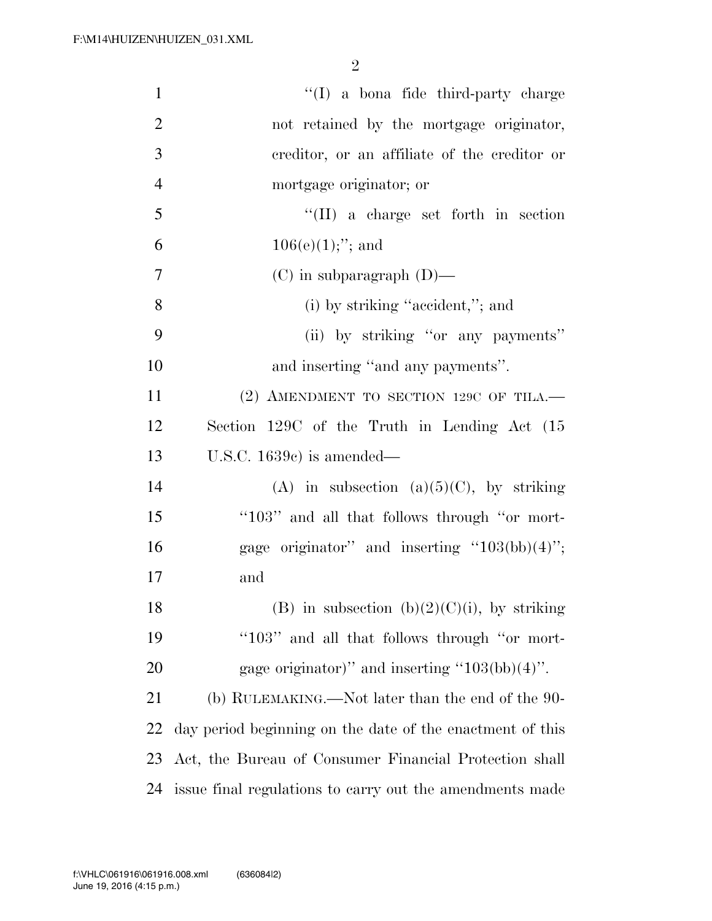"(I) a bona fide third-party charge not retained by the mortgage originator, creditor, or an affiliate of the creditor or mortgage originator; or

"(II) a charge set forth in section 106(e)(1);"; and

(C) in subparagraph (D)—

(i) by striking "accident,"; and

(ii) by striking "or any payments" and inserting "and any payments".

(2) AMENDMENT TO SECTION 129C OF TILA.— Section 129C of the Truth in Lending Act (15 U.S.C. 1639c) is amended—

(A) in subsection (a)(5)(C), by striking "103" and all that follows through "or mortgage originator" and inserting "103(bb)(4)"; and

(B) in subsection (b)(2)(C)(i), by striking "103" and all that follows through "or mortgage originator)" and inserting "103(bb)(4)".

(b) RULEMAKING.—Not later than the end of the 90-day period beginning on the date of the enactment of this Act, the Bureau of Consumer Financial Protection shall issue final regulations to carry out the amendments made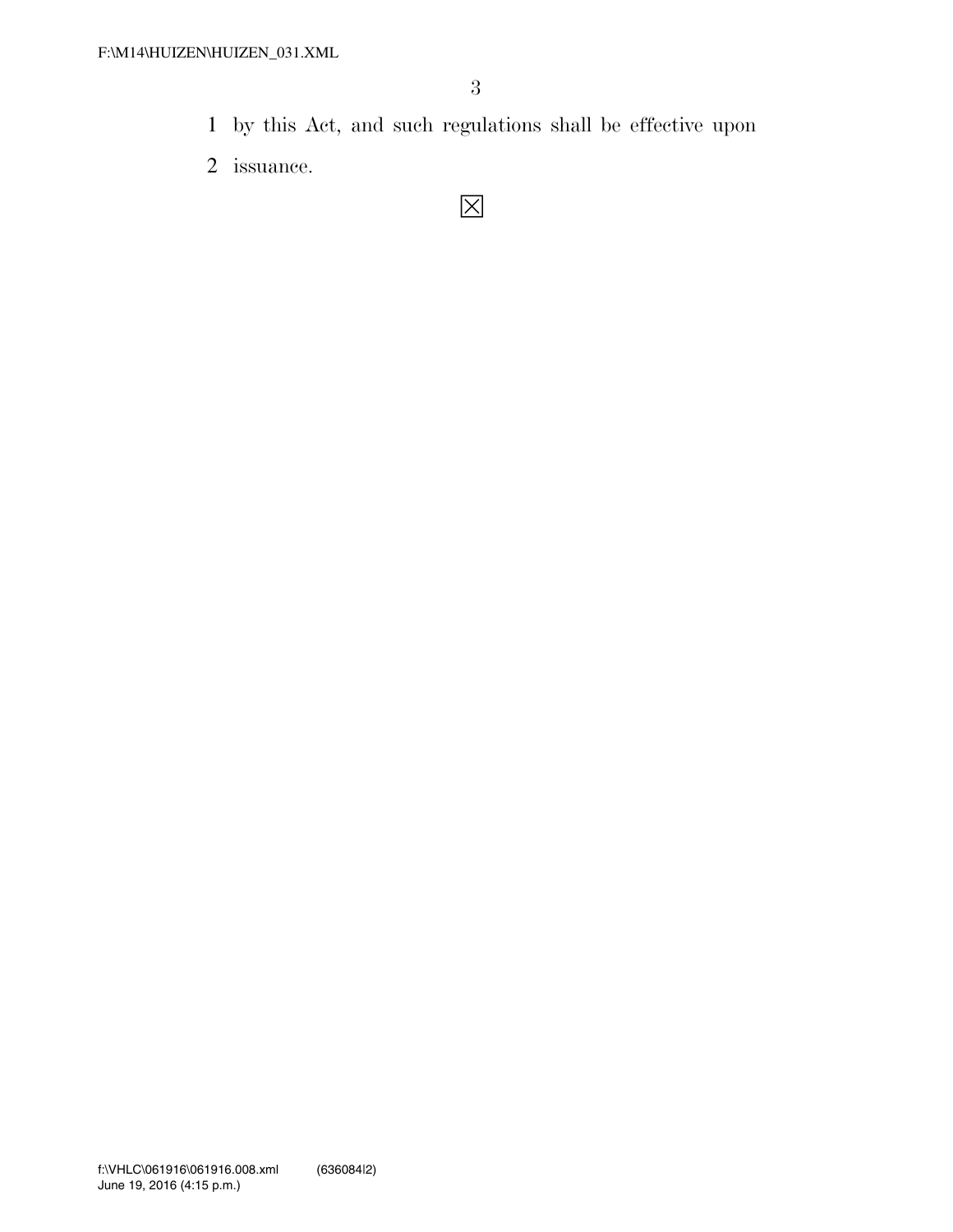by this Act, and such regulations shall be effective upon issuance.